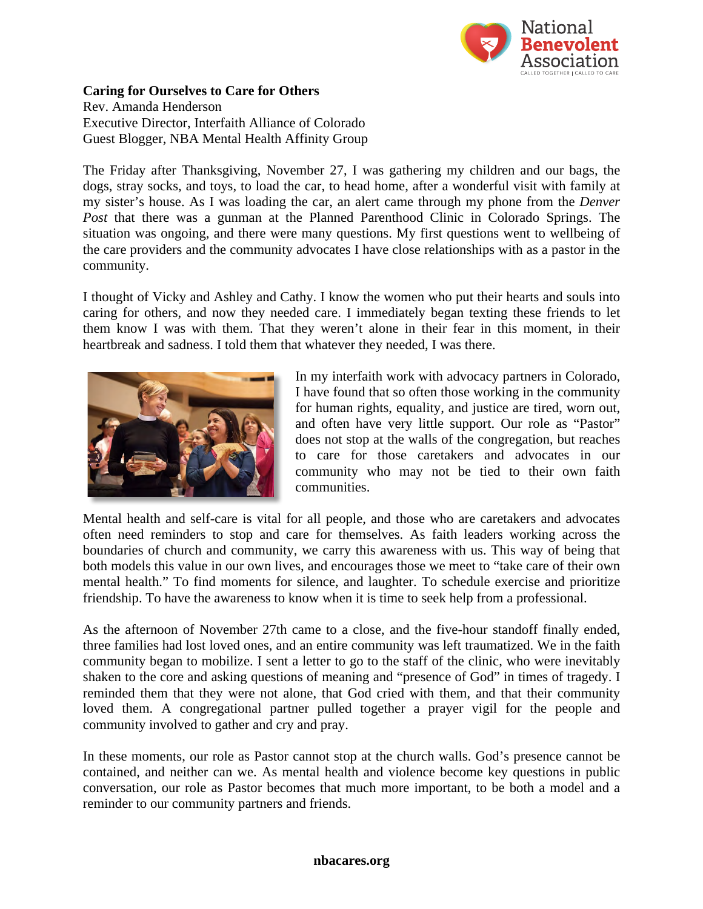**Caring for Ourselves to Care for Others**
Rev. Amanda Henderson
Executive Director, Interfaith Alliance of Colorado
Guest Blogger, NBA Mental Health Affinity Group

The Friday after Thanksgiving, November 27, I was gathering my children and our bags, the dogs, stray socks, and toys, to load the car, to head home, after a wonderful visit with family at my sister's house. As I was loading the car, an alert came through my phone from the *Denver Post* that there was a gunman at the Planned Parenthood Clinic in Colorado Springs. The situation was ongoing, and there were many questions. My first questions went to wellbeing of the care providers and the community advocates I have close relationships with as a pastor in the community.

I thought of Vicky and Ashley and Cathy. I know the women who put their hearts and souls into caring for others, and now they needed care. I immediately began texting these friends to let them know I was with them. That they weren't alone in their fear in this moment, in their heartbreak and sadness. I told them that whatever they needed, I was there.

In my interfaith work with advocacy partners in Colorado, I have found that so often those working in the community for human rights, equality, and justice are tired, worn out, and often have very little support. Our role as "Pastor" does not stop at the walls of the congregation, but reaches to care for those caretakers and advocates in our community who may not be tied to their own faith communities.

Mental health and self-care is vital for all people, and those who are caretakers and advocates often need reminders to stop and care for themselves. As faith leaders working across the boundaries of church and community, we carry this awareness with us. This way of being that both models this value in our own lives, and encourages those we meet to "take care of their own mental health." To find moments for silence, and laughter. To schedule exercise and prioritize friendship. To have the awareness to know when it is time to seek help from a professional.

As the afternoon of November 27th came to a close, and the five-hour standoff finally ended, three families had lost loved ones, and an entire community was left traumatized. We in the faith community began to mobilize. I sent a letter to go to the staff of the clinic, who were inevitably shaken to the core and asking questions of meaning and "presence of God" in times of tragedy. I reminded them that they were not alone, that God cried with them, and that their community loved them. A congregational partner pulled together a prayer vigil for the people and community involved to gather and cry and pray.

In these moments, our role as Pastor cannot stop at the church walls. God's presence cannot be contained, and neither can we. As mental health and violence become key questions in public conversation, our role as Pastor becomes that much more important, to be both a model and a reminder to our community partners and friends.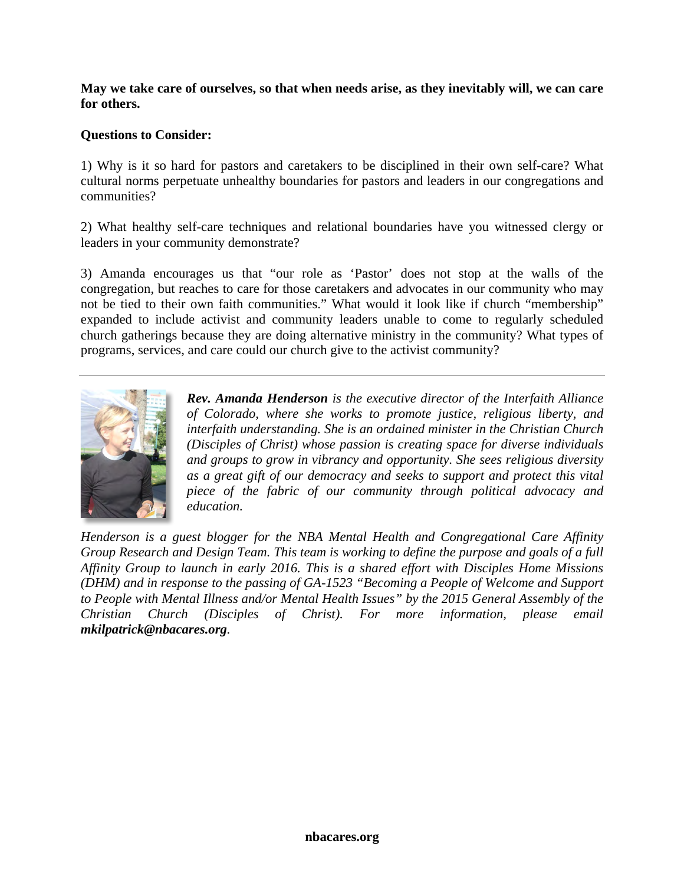**May we take care of ourselves, so that when needs arise, as they inevitably will, we can care for others.**

**Questions to Consider:**

1) Why is it so hard for pastors and caretakers to be disciplined in their own self-care? What cultural norms perpetuate unhealthy boundaries for pastors and leaders in our congregations and communities?

2) What healthy self-care techniques and relational boundaries have you witnessed clergy or leaders in your community demonstrate?

3) Amanda encourages us that "our role as 'Pastor' does not stop at the walls of the congregation, but reaches to care for those caretakers and advocates in our community who may not be tied to their own faith communities." What would it look like if church "membership" expanded to include activist and community leaders unable to come to regularly scheduled church gatherings because they are doing alternative ministry in the community? What types of programs, services, and care could our church give to the activist community?

---

***Rev. Amanda Henderson** is the executive director of the Interfaith Alliance of Colorado, where she works to promote justice, religious liberty, and interfaith understanding. She is an ordained minister in the Christian Church (Disciples of Christ) whose passion is creating space for diverse individuals and groups to grow in vibrancy and opportunity. She sees religious diversity as a great gift of our democracy and seeks to support and protect this vital piece of the fabric of our community through political advocacy and education.*

*Henderson is a guest blogger for the NBA Mental Health and Congregational Care Affinity Group Research and Design Team. This team is working to define the purpose and goals of a full Affinity Group to launch in early 2016. This is a shared effort with Disciples Home Missions (DHM) and in response to the passing of GA-1523 "Becoming a People of Welcome and Support to People with Mental Illness and/or Mental Health Issues" by the 2015 General Assembly of the Christian Church (Disciples of Christ). For more information, please email **mkilpatrick@nbacares.org**.*